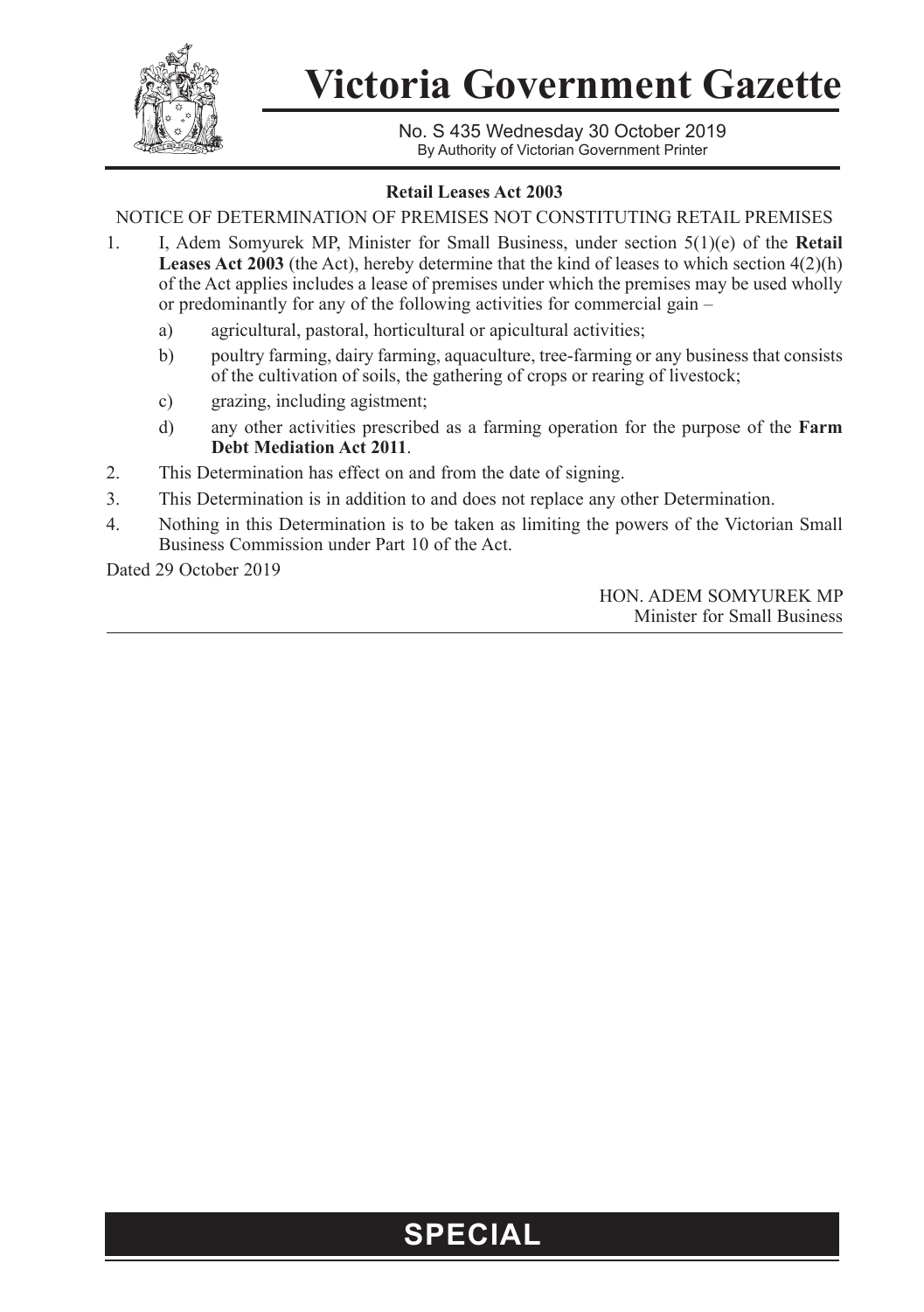# Victoria Government Gazette

No. S 435 Wednesday 30 October 2019

By Authority of Victorian Government Printer

**Retail Leases Act 2003**

NOTICE OF DETERMINATION OF PREMISES NOT CONSTITUTING RETAIL PREMISES

1. I, Adem Somyurek MP, Minister for Small Business, under section 5(1)(e) of the **Retail Leases Act 2003** (the Act), hereby determine that the kind of leases to which section 4(2)(h) of the Act applies includes a lease of premises under which the premises may be used wholly or predominantly for any of the following activities for commercial gain –
   a) agricultural, pastoral, horticultural or apicultural activities;
   b) poultry farming, dairy farming, aquaculture, tree-farming or any business that consists of the cultivation of soils, the gathering of crops or rearing of livestock;
   c) grazing, including agistment;
   d) any other activities prescribed as a farming operation for the purpose of the **Farm Debt Mediation Act 2011**.
2. This Determination has effect on and from the date of signing.
3. This Determination is in addition to and does not replace any other Determination.
4. Nothing in this Determination is to be taken as limiting the powers of the Victorian Small Business Commission under Part 10 of the Act.

Dated 29 October 2019

HON. ADEM SOMYUREK MP
Minister for Small Business

**SPECIAL**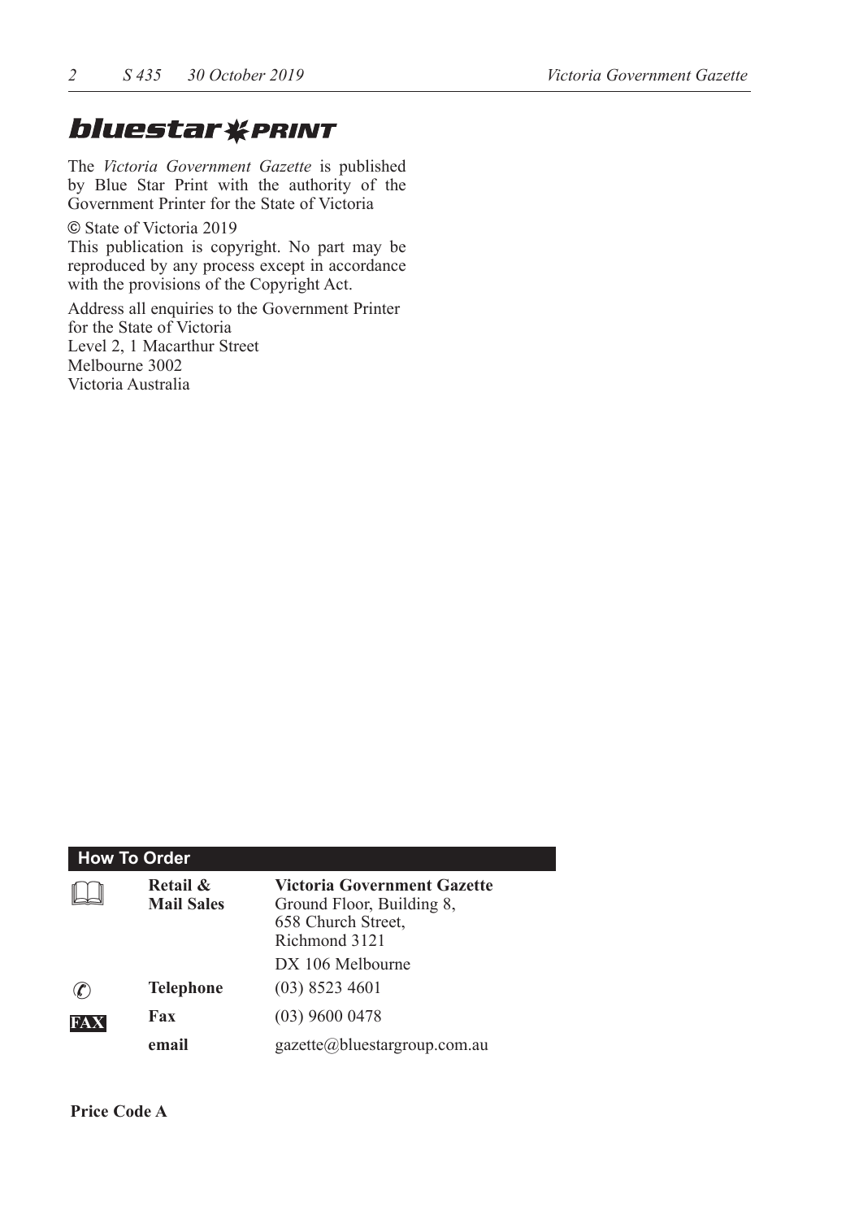**bluestar PRINT**

The *Victoria Government Gazette* is published by Blue Star Print with the authority of the Government Printer for the State of Victoria

© State of Victoria 2019

This publication is copyright. No part may be reproduced by any process except in accordance with the provisions of the Copyright Act.

Address all enquiries to the Government Printer for the State of Victoria
Level 2, 1 Macarthur Street
Melbourne 3002
Victoria Australia

## How To Order

| | | |
|---|---|---|
| **Retail & Mail Sales** | **Victoria Government Gazette** Ground Floor, Building 8, 658 Church Street, Richmond 3121 DX 106 Melbourne |
| **Telephone** | (03) 8523 4601 |
| **Fax** | (03) 9600 0478 |
| **email** | gazette@bluestargroup.com.au |

**Price Code A**